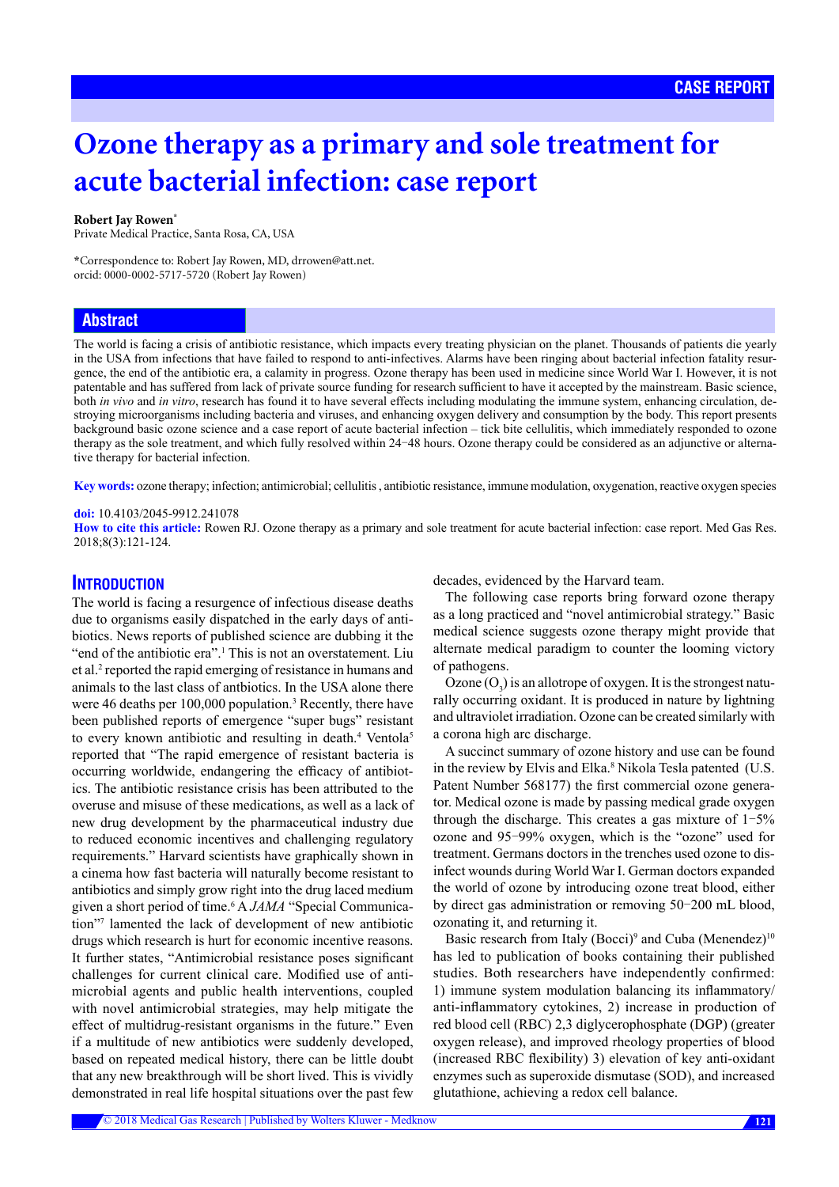CASE REPORT

# Ozone therapy as a primary and sole treatment for acute bacterial infection: case report

**Robert Jay Rowen***
Private Medical Practice, Santa Rosa, CA, USA

*Correspondence to: Robert Jay Rowen, MD, drrowen@att.net.
orcid: 0000-0002-5717-5720 (Robert Jay Rowen)

## Abstract

The world is facing a crisis of antibiotic resistance, which impacts every treating physician on the planet. Thousands of patients die yearly in the USA from infections that have failed to respond to anti-infectives. Alarms have been ringing about bacterial infection fatality resurgence, the end of the antibiotic era, a calamity in progress. Ozone therapy has been used in medicine since World War I. However, it is not patentable and has suffered from lack of private source funding for research sufficient to have it accepted by the mainstream. Basic science, both *in vivo* and *in vitro*, research has found it to have several effects including modulating the immune system, enhancing circulation, destroying microorganisms including bacteria and viruses, and enhancing oxygen delivery and consumption by the body. This report presents background basic ozone science and a case report of acute bacterial infection – tick bite cellulitis, which immediately responded to ozone therapy as the sole treatment, and which fully resolved within 24–48 hours. Ozone therapy could be considered as an adjunctive or alternative therapy for bacterial infection.

**Key words:** ozone therapy; infection; antimicrobial; cellulitis , antibiotic resistance, immune modulation, oxygenation, reactive oxygen species

**doi:** 10.4103/2045-9912.241078

**How to cite this article:** Rowen RJ. Ozone therapy as a primary and sole treatment for acute bacterial infection: case report. Med Gas Res. 2018;8(3):121-124.

## Introduction

The world is facing a resurgence of infectious disease deaths due to organisms easily dispatched in the early days of antibiotics. News reports of published science are dubbing it the "end of the antibiotic era".[1] This is not an overstatement. Liu et al.[2] reported the rapid emerging of resistance in humans and animals to the last class of antbiotics. In the USA alone there were 46 deaths per 100,000 population.[3] Recently, there have been published reports of emergence "super bugs" resistant to every known antibiotic and resulting in death.[4] Ventola[5] reported that "The rapid emergence of resistant bacteria is occurring worldwide, endangering the efficacy of antibiotics. The antibiotic resistance crisis has been attributed to the overuse and misuse of these medications, as well as a lack of new drug development by the pharmaceutical industry due to reduced economic incentives and challenging regulatory requirements." Harvard scientists have graphically shown in a cinema how fast bacteria will naturally become resistant to antibiotics and simply grow right into the drug laced medium given a short period of time.[6] A *JAMA* "Special Communication"[7] lamented the lack of development of new antibiotic drugs which research is hurt for economic incentive reasons. It further states, "Antimicrobial resistance poses significant challenges for current clinical care. Modified use of antimicrobial agents and public health interventions, coupled with novel antimicrobial strategies, may help mitigate the effect of multidrug-resistant organisms in the future." Even if a multitude of new antibiotics were suddenly developed, based on repeated medical history, there can be little doubt that any new breakthrough will be short lived. This is vividly demonstrated in real life hospital situations over the past few decades, evidenced by the Harvard team.

The following case reports bring forward ozone therapy as a long practiced and "novel antimicrobial strategy." Basic medical science suggests ozone therapy might provide that alternate medical paradigm to counter the looming victory of pathogens.

Ozone ($O_3$) is an allotrope of oxygen. It is the strongest naturally occurring oxidant. It is produced in nature by lightning and ultraviolet irradiation. Ozone can be created similarly with a corona high arc discharge.

A succinct summary of ozone history and use can be found in the review by Elvis and Elka.[8] Nikola Tesla patented (U.S. Patent Number 568177) the first commercial ozone generator. Medical ozone is made by passing medical grade oxygen through the discharge. This creates a gas mixture of 1–5% ozone and 95–99% oxygen, which is the "ozone" used for treatment. Germans doctors in the trenches used ozone to disinfect wounds during World War I. German doctors expanded the world of ozone by introducing ozone treat blood, either by direct gas administration or removing 50–200 mL blood, ozonating it, and returning it.

Basic research from Italy (Bocci)[9] and Cuba (Menendez)[10] has led to publication of books containing their published studies. Both researchers have independently confirmed: 1) immune system modulation balancing its inflammatory/anti-inflammatory cytokines, 2) increase in production of red blood cell (RBC) 2,3 diglycerophosphate (DGP) (greater oxygen release), and improved rheology properties of blood (increased RBC flexibility) 3) elevation of key anti-oxidant enzymes such as superoxide dismutase (SOD), and increased glutathione, achieving a redox cell balance.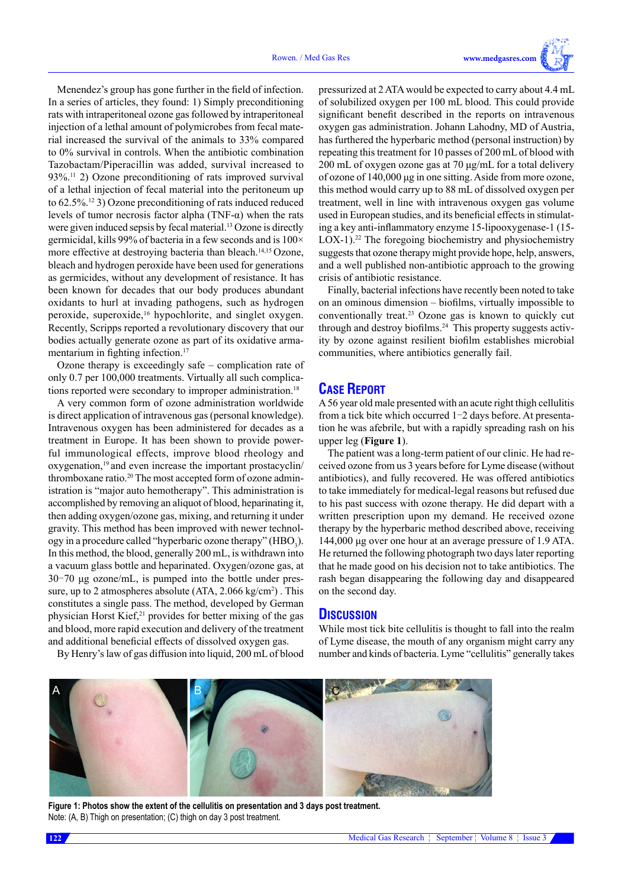Menendez's group has gone further in the field of infection. In a series of articles, they found: 1) Simply preconditioning rats with intraperitoneal ozone gas followed by intraperitoneal injection of a lethal amount of polymicrobes from fecal material increased the survival of the animals to 33% compared to 0% survival in controls. When the antibiotic combination Tazobactam/Piperacillin was added, survival increased to 93%.[11] 2) Ozone preconditioning of rats improved survival of a lethal injection of fecal material into the peritoneum up to 62.5%.[12] 3) Ozone preconditioning of rats induced reduced levels of tumor necrosis factor alpha (TNF-α) when the rats were given induced sepsis by fecal material.[13] Ozone is directly germicidal, kills 99% of bacteria in a few seconds and is 100× more effective at destroying bacteria than bleach.[14,15] Ozone, bleach and hydrogen peroxide have been used for generations as germicides, without any development of resistance. It has been known for decades that our body produces abundant oxidants to hurl at invading pathogens, such as hydrogen peroxide, superoxide,[16] hypochlorite, and singlet oxygen. Recently, Scripps reported a revolutionary discovery that our bodies actually generate ozone as part of its oxidative armamentarium in fighting infection.[17]

Ozone therapy is exceedingly safe – complication rate of only 0.7 per 100,000 treatments. Virtually all such complications reported were secondary to improper administration.[18]

A very common form of ozone administration worldwide is direct application of intravenous gas (personal knowledge). Intravenous oxygen has been administered for decades as a treatment in Europe. It has been shown to provide powerful immunological effects, improve blood rheology and oxygenation,[19] and even increase the important prostacyclin/thromboxane ratio.[20] The most accepted form of ozone administration is "major auto hemotherapy". This administration is accomplished by removing an aliquot of blood, heparinating it, then adding oxygen/ozone gas, mixing, and returning it under gravity. This method has been improved with newer technology in a procedure called "hyperbaric ozone therapy" ($HBO_3$). In this method, the blood, generally 200 mL, is withdrawn into a vacuum glass bottle and heparinated. Oxygen/ozone gas, at 30–70 µg ozone/mL, is pumped into the bottle under pressure, up to 2 atmospheres absolute (ATA, 2.066 kg/cm$^2$) . This constitutes a single pass. The method, developed by German physician Horst Kief,[21] provides for better mixing of the gas and blood, more rapid execution and delivery of the treatment and additional beneficial effects of dissolved oxygen gas.

By Henry's law of gas diffusion into liquid, 200 mL of blood pressurized at 2 ATA would be expected to carry about 4.4 mL of solubilized oxygen per 100 mL blood. This could provide significant benefit described in the reports on intravenous oxygen gas administration. Johann Lahodny, MD of Austria, has furthered the hyperbaric method (personal instruction) by repeating this treatment for 10 passes of 200 mL of blood with 200 mL of oxygen ozone gas at 70 µg/mL for a total delivery of ozone of 140,000 µg in one sitting. Aside from more ozone, this method would carry up to 88 mL of dissolved oxygen per treatment, well in line with intravenous oxygen gas volume used in European studies, and its beneficial effects in stimulating a key anti-inflammatory enzyme 15-lipooxygenase-1 (15-LOX-1).[22] The foregoing biochemistry and physiochemistry suggests that ozone therapy might provide hope, help, answers, and a well published non-antibiotic approach to the growing crisis of antibiotic resistance.

Finally, bacterial infections have recently been noted to take on an ominous dimension – biofilms, virtually impossible to conventionally treat.[23] Ozone gas is known to quickly cut through and destroy biofilms.[24] This property suggests activity by ozone against resilient biofilm establishes microbial communities, where antibiotics generally fail.

## Case Report

A 56 year old male presented with an acute right thigh cellulitis from a tick bite which occurred 1–2 days before. At presentation he was afebrile, but with a rapidly spreading rash on his upper leg (**Figure 1**).

The patient was a long-term patient of our clinic. He had received ozone from us 3 years before for Lyme disease (without antibiotics), and fully recovered. He was offered antibiotics to take immediately for medical-legal reasons but refused due to his past success with ozone therapy. He did depart with a written prescription upon my demand. He received ozone therapy by the hyperbaric method described above, receiving 144,000 µg over one hour at an average pressure of 1.9 ATA. He returned the following photograph two days later reporting that he made good on his decision not to take antibiotics. The rash began disappearing the following day and disappeared on the second day.

## Discussion

While most tick bite cellulitis is thought to fall into the realm of Lyme disease, the mouth of any organism might carry any number and kinds of bacteria. Lyme "cellulitis" generally takes

**Figure 1: Photos show the extent of the cellulitis on presentation and 3 days post treatment.**
Note: (A, B) Thigh on presentation; (C) thigh on day 3 post treatment.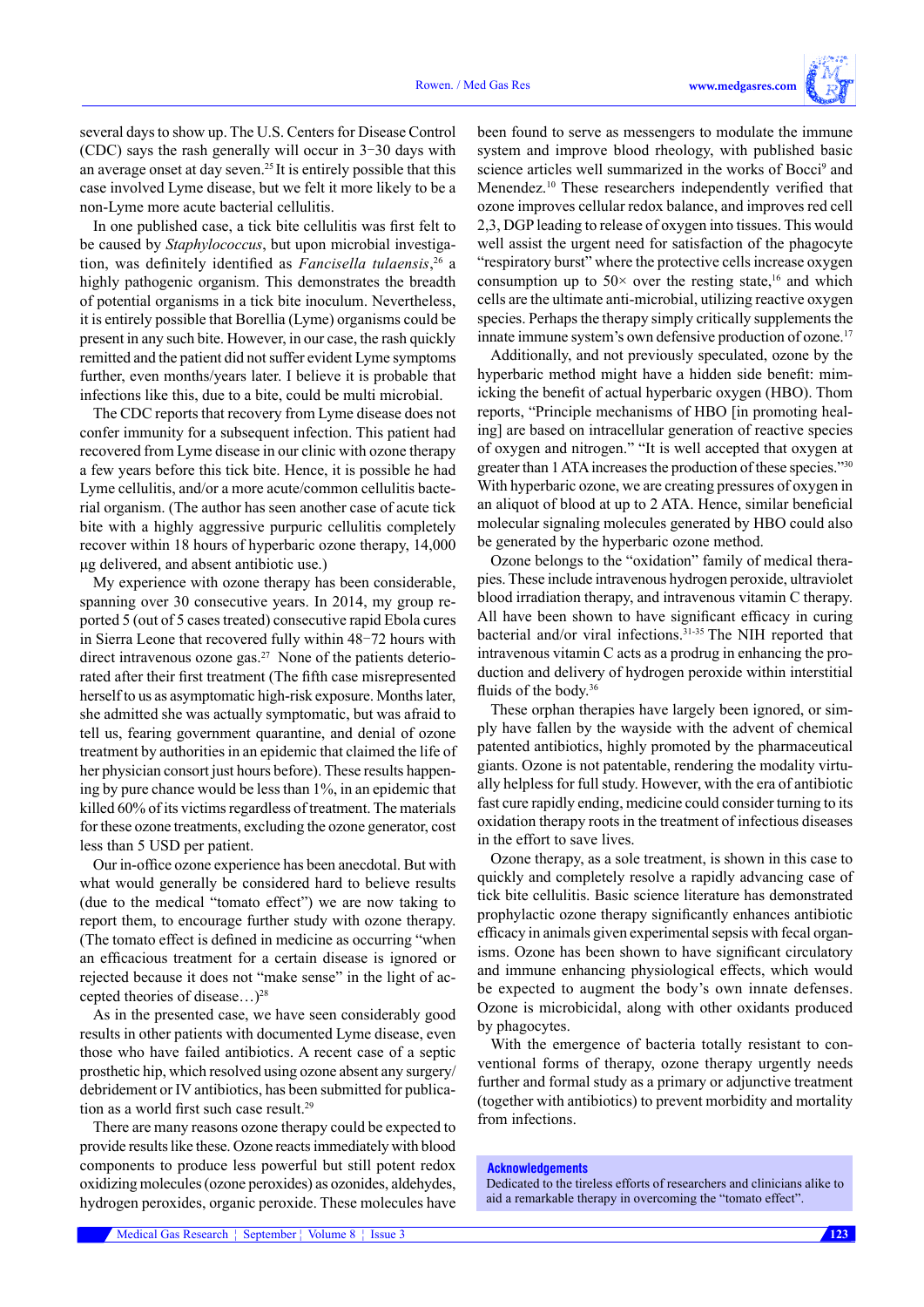several days to show up. The U.S. Centers for Disease Control (CDC) says the rash generally will occur in 3–30 days with an average onset at day seven.[25] It is entirely possible that this case involved Lyme disease, but we felt it more likely to be a non-Lyme more acute bacterial cellulitis.

In one published case, a tick bite cellulitis was first felt to be caused by *Staphylococcus*, but upon microbial investigation, was definitely identified as *Fancisella tulaensis*,[26] a highly pathogenic organism. This demonstrates the breadth of potential organisms in a tick bite inoculum. Nevertheless, it is entirely possible that Borellia (Lyme) organisms could be present in any such bite. However, in our case, the rash quickly remitted and the patient did not suffer evident Lyme symptoms further, even months/years later. I believe it is probable that infections like this, due to a bite, could be multi microbial.

The CDC reports that recovery from Lyme disease does not confer immunity for a subsequent infection. This patient had recovered from Lyme disease in our clinic with ozone therapy a few years before this tick bite. Hence, it is possible he had Lyme cellulitis, and/or a more acute/common cellulitis bacterial organism. (The author has seen another case of acute tick bite with a highly aggressive purpuric cellulitis completely recover within 18 hours of hyperbaric ozone therapy, 14,000 µg delivered, and absent antibiotic use.)

My experience with ozone therapy has been considerable, spanning over 30 consecutive years. In 2014, my group reported 5 (out of 5 cases treated) consecutive rapid Ebola cures in Sierra Leone that recovered fully within 48–72 hours with direct intravenous ozone gas.[27] None of the patients deteriorated after their first treatment (The fifth case misrepresented herself to us as asymptomatic high-risk exposure. Months later, she admitted she was actually symptomatic, but was afraid to tell us, fearing government quarantine, and denial of ozone treatment by authorities in an epidemic that claimed the life of her physician consort just hours before). These results happening by pure chance would be less than 1%, in an epidemic that killed 60% of its victims regardless of treatment. The materials for these ozone treatments, excluding the ozone generator, cost less than 5 USD per patient.

Our in-office ozone experience has been anecdotal. But with what would generally be considered hard to believe results (due to the medical "tomato effect") we are now taking to report them, to encourage further study with ozone therapy. (The tomato effect is defined in medicine as occurring "when an efficacious treatment for a certain disease is ignored or rejected because it does not "make sense" in the light of accepted theories of disease…)[28]

As in the presented case, we have seen considerably good results in other patients with documented Lyme disease, even those who have failed antibiotics. A recent case of a septic prosthetic hip, which resolved using ozone absent any surgery/debridement or IV antibiotics, has been submitted for publication as a world first such case result.[29]

There are many reasons ozone therapy could be expected to provide results like these. Ozone reacts immediately with blood components to produce less powerful but still potent redox oxidizing molecules (ozone peroxides) as ozonides, aldehydes, hydrogen peroxides, organic peroxide. These molecules have been found to serve as messengers to modulate the immune system and improve blood rheology, with published basic science articles well summarized in the works of Bocci[9] and Menendez.[10] These researchers independently verified that ozone improves cellular redox balance, and improves red cell 2,3, DGP leading to release of oxygen into tissues. This would well assist the urgent need for satisfaction of the phagocyte "respiratory burst" where the protective cells increase oxygen consumption up to 50× over the resting state,[16] and which cells are the ultimate anti-microbial, utilizing reactive oxygen species. Perhaps the therapy simply critically supplements the innate immune system's own defensive production of ozone.[17]

Additionally, and not previously speculated, ozone by the hyperbaric method might have a hidden side benefit: mimicking the benefit of actual hyperbaric oxygen (HBO). Thom reports, "Principle mechanisms of HBO [in promoting healing] are based on intracellular generation of reactive species of oxygen and nitrogen." "It is well accepted that oxygen at greater than 1 ATA increases the production of these species."[30] With hyperbaric ozone, we are creating pressures of oxygen in an aliquot of blood at up to 2 ATA. Hence, similar beneficial molecular signaling molecules generated by HBO could also be generated by the hyperbaric ozone method.

Ozone belongs to the "oxidation" family of medical therapies. These include intravenous hydrogen peroxide, ultraviolet blood irradiation therapy, and intravenous vitamin C therapy. All have been shown to have significant efficacy in curing bacterial and/or viral infections.[31-35] The NIH reported that intravenous vitamin C acts as a prodrug in enhancing the production and delivery of hydrogen peroxide within interstitial fluids of the body.[36]

These orphan therapies have largely been ignored, or simply have fallen by the wayside with the advent of chemical patented antibiotics, highly promoted by the pharmaceutical giants. Ozone is not patentable, rendering the modality virtually helpless for full study. However, with the era of antibiotic fast cure rapidly ending, medicine could consider turning to its oxidation therapy roots in the treatment of infectious diseases in the effort to save lives.

Ozone therapy, as a sole treatment, is shown in this case to quickly and completely resolve a rapidly advancing case of tick bite cellulitis. Basic science literature has demonstrated prophylactic ozone therapy significantly enhances antibiotic efficacy in animals given experimental sepsis with fecal organisms. Ozone has been shown to have significant circulatory and immune enhancing physiological effects, which would be expected to augment the body's own innate defenses. Ozone is microbicidal, along with other oxidants produced by phagocytes.

With the emergence of bacteria totally resistant to conventional forms of therapy, ozone therapy urgently needs further and formal study as a primary or adjunctive treatment (together with antibiotics) to prevent morbidity and mortality from infections.

**Acknowledgements**

Dedicated to the tireless efforts of researchers and clinicians alike to aid a remarkable therapy in overcoming the "tomato effect".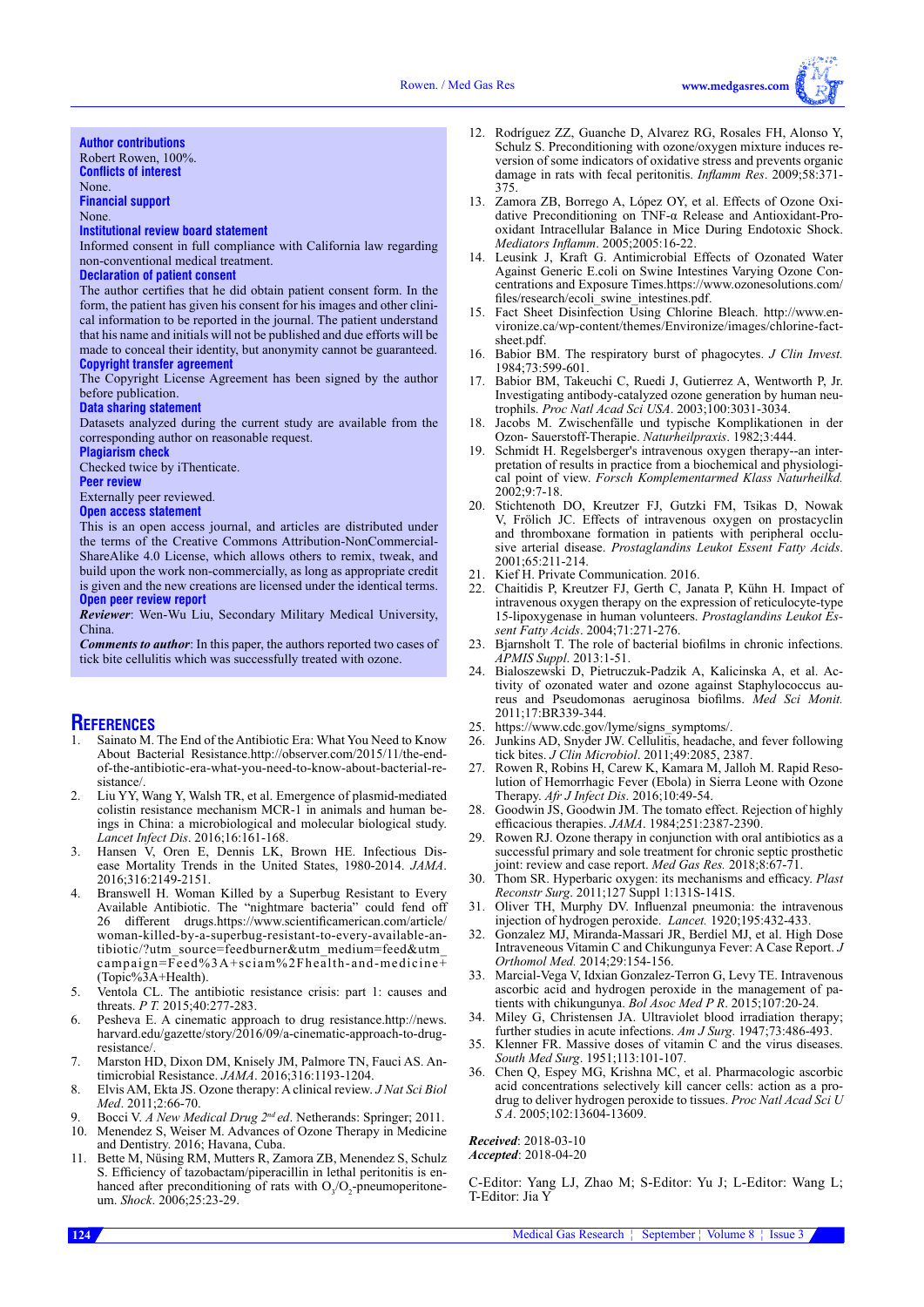### Author contributions

Robert Rowen, 100%.

### Conflicts of interest

None.

### Financial support

None.

### Institutional review board statement

Informed consent in full compliance with California law regarding non-conventional medical treatment.

### Declaration of patient consent

The author certifies that he did obtain patient consent form. In the form, the patient has given his consent for his images and other clinical information to be reported in the journal. The patient understand that his name and initials will not be published and due efforts will be made to conceal their identity, but anonymity cannot be guaranteed.

### Copyright transfer agreement

The Copyright License Agreement has been signed by the author before publication.

### Data sharing statement

Datasets analyzed during the current study are available from the corresponding author on reasonable request.

### Plagiarism check

Checked twice by iThenticate.

### Peer review

Externally peer reviewed.

### Open access statement

This is an open access journal, and articles are distributed under the terms of the Creative Commons Attribution-NonCommercial-ShareAlike 4.0 License, which allows others to remix, tweak, and build upon the work non-commercially, as long as appropriate credit is given and the new creations are licensed under the identical terms.

### Open peer review report

***Reviewer***: Wen-Wu Liu, Secondary Military Medical University, China.

***Comments to author***: In this paper, the authors reported two cases of tick bite cellulitis which was successfully treated with ozone.

## References

1. Sainato M. The End of the Antibiotic Era: What You Need to Know About Bacterial Resistance.http://observer.com/2015/11/the-end-of-the-antibiotic-era-what-you-need-to-know-about-bacterial-resistance/.
2. Liu YY, Wang Y, Walsh TR, et al. Emergence of plasmid-mediated colistin resistance mechanism MCR-1 in animals and human beings in China: a microbiological and molecular biological study. *Lancet Infect Dis*. 2016;16:161-168.
3. Hansen V, Oren E, Dennis LK, Brown HE. Infectious Disease Mortality Trends in the United States, 1980-2014. *JAMA*. 2016;316:2149-2151.
4. Branswell H. Woman Killed by a Superbug Resistant to Every Available Antibiotic. The "nightmare bacteria" could fend off 26 different drugs.https://www.scientificamerican.com/article/woman-killed-by-a-superbug-resistant-to-every-available-antibiotic/?utm_source=feedburner&utm_medium=feed&utm_campaign=Feed%3A+sciam%2Fhealth-and-medicine+(Topic%3A+Health).
5. Ventola CL. The antibiotic resistance crisis: part 1: causes and threats. *P T*. 2015;40:277-283.
6. Pesheva E. A cinematic approach to drug resistance.http://news.harvard.edu/gazette/story/2016/09/a-cinematic-approach-to-drug-resistance/.
7. Marston HD, Dixon DM, Knisely JM, Palmore TN, Fauci AS. Antimicrobial Resistance. *JAMA*. 2016;316:1193-1204.
8. Elvis AM, Ekta JS. Ozone therapy: A clinical review. *J Nat Sci Biol Med*. 2011;2:66-70.
9. Bocci V. *A New Medical Drug 2nd ed*. Netherands: Springer; 2011.
10. Menendez S, Weiser M. Advances of Ozone Therapy in Medicine and Dentistry. 2016; Havana, Cuba.
11. Bette M, Nüsing RM, Mutters R, Zamora ZB, Menendez S, Schulz S. Efficiency of tazobactam/piperacillin in lethal peritonitis is enhanced after preconditioning of rats with $O_3/O_2$-pneumoperitoneum. *Shock*. 2006;25:23-29.
12. Rodríguez ZZ, Guanche D, Alvarez RG, Rosales FH, Alonso Y, Schulz S. Preconditioning with ozone/oxygen mixture induces reversion of some indicators of oxidative stress and prevents organic damage in rats with fecal peritonitis. *Inflamm Res*. 2009;58:371-375.
13. Zamora ZB, Borrego A, López OY, et al. Effects of Ozone Oxidative Preconditioning on TNF-α Release and Antioxidant-Prooxidant Intracellular Balance in Mice During Endotoxic Shock. *Mediators Inflamm*. 2005;2005:16-22.
14. Leusink J, Kraft G. Antimicrobial Effects of Ozonated Water Against Generic E.coli on Swine Intestines Varying Ozone Concentrations and Exposure Times.https://www.ozonesolutions.com/files/research/ecoli_swine_intestines.pdf.
15. Fact Sheet Disinfection Using Chlorine Bleach. http://www.environize.ca/wp-content/themes/Environize/images/chlorine-fact-sheet.pdf.
16. Babior BM. The respiratory burst of phagocytes. *J Clin Invest*. 1984;73:599-601.
17. Babior BM, Takeuchi C, Ruedi J, Gutierrez A, Wentworth P, Jr. Investigating antibody-catalyzed ozone generation by human neutrophils. *Proc Natl Acad Sci USA*. 2003;100:3031-3034.
18. Jacobs M. Zwischenfälle und typische Komplikationen in der Ozon- Sauerstoff-Therapie. *Naturheilpraxis*. 1982;3:444.
19. Schmidt H. Regelsberger's intravenous oxygen therapy--an interpretation of results in practice from a biochemical and physiological point of view. *Forsch Komplementarmed Klass Naturheilkd*. 2002;9:7-18.
20. Stichtenoth DO, Kreutzer FJ, Gutzki FM, Tsikas D, Nowak V, Frölich JC. Effects of intravenous oxygen on prostacyclin and thromboxane formation in patients with peripheral occlusive arterial disease. *Prostaglandins Leukot Essent Fatty Acids*. 2001;65:211-214.
21. Kief H. Private Communication. 2016.
22. Chaitidis P, Kreutzer FJ, Gerth C, Janata P, Kühn H. Impact of intravenous oxygen therapy on the expression of reticulocyte-type 15-lipoxygenase in human volunteers. *Prostaglandins Leukot Essent Fatty Acids*. 2004;71:271-276.
23. Bjarnsholt T. The role of bacterial biofilms in chronic infections. *APMIS Suppl*. 2013:1-51.
24. Bialoszewski D, Pietruczuk-Padzik A, Kalicinska A, et al. Activity of ozonated water and ozone against Staphylococcus aureus and Pseudomonas aeruginosa biofilms. *Med Sci Monit*. 2011;17:BR339-344.
25. https://www.cdc.gov/lyme/signs_symptoms/.
26. Junkins AD, Snyder JW. Cellulitis, headache, and fever following tick bites. *J Clin Microbiol*. 2011;49:2085, 2387.
27. Rowen R, Robins H, Carew K, Kamara M, Jalloh M. Rapid Resolution of Hemorrhagic Fever (Ebola) in Sierra Leone with Ozone Therapy. *Afr J Infect Dis*. 2016;10:49-54.
28. Goodwin JS, Goodwin JM. The tomato effect. Rejection of highly efficacious therapies. *JAMA*. 1984;251:2387-2390.
29. Rowen RJ. Ozone therapy in conjunction with oral antibiotics as a successful primary and sole treatment for chronic septic prosthetic joint: review and case report. *Med Gas Res*. 2018;8:67-71.
30. Thom SR. Hyperbaric oxygen: its mechanisms and efficacy. *Plast Reconstr Surg*. 2011;127 Suppl 1:131S-141S.
31. Oliver TH, Murphy DV. Influenzal pneumonia: the intravenous injection of hydrogen peroxide. *Lancet*. 1920;195:432-433.
32. Gonzalez MJ, Miranda-Massari JR, Berdiel MJ, et al. High Dose Intraveneous Vitamin C and Chikungunya Fever: A Case Report. *J Orthomol Med*. 2014;29:154-156.
33. Marcial-Vega V, Idxian Gonzalez-Terron G, Levy TE. Intravenous ascorbic acid and hydrogen peroxide in the management of patients with chikungunya. *Bol Asoc Med P R*. 2015;107:20-24.
34. Miley G, Christensen JA. Ultraviolet blood irradiation therapy; further studies in acute infections. *Am J Surg*. 1947;73:486-493.
35. Klenner FR. Massive doses of vitamin C and the virus diseases. *South Med Surg*. 1951;113:101-107.
36. Chen Q, Espey MG, Krishna MC, et al. Pharmacologic ascorbic acid concentrations selectively kill cancer cells: action as a prodrug to deliver hydrogen peroxide to tissues. *Proc Natl Acad Sci U S A*. 2005;102:13604-13609.

***Received***: 2018-03-10
***Accepted***: 2018-04-20

C-Editor: Yang LJ, Zhao M; S-Editor: Yu J; L-Editor: Wang L; T-Editor: Jia Y